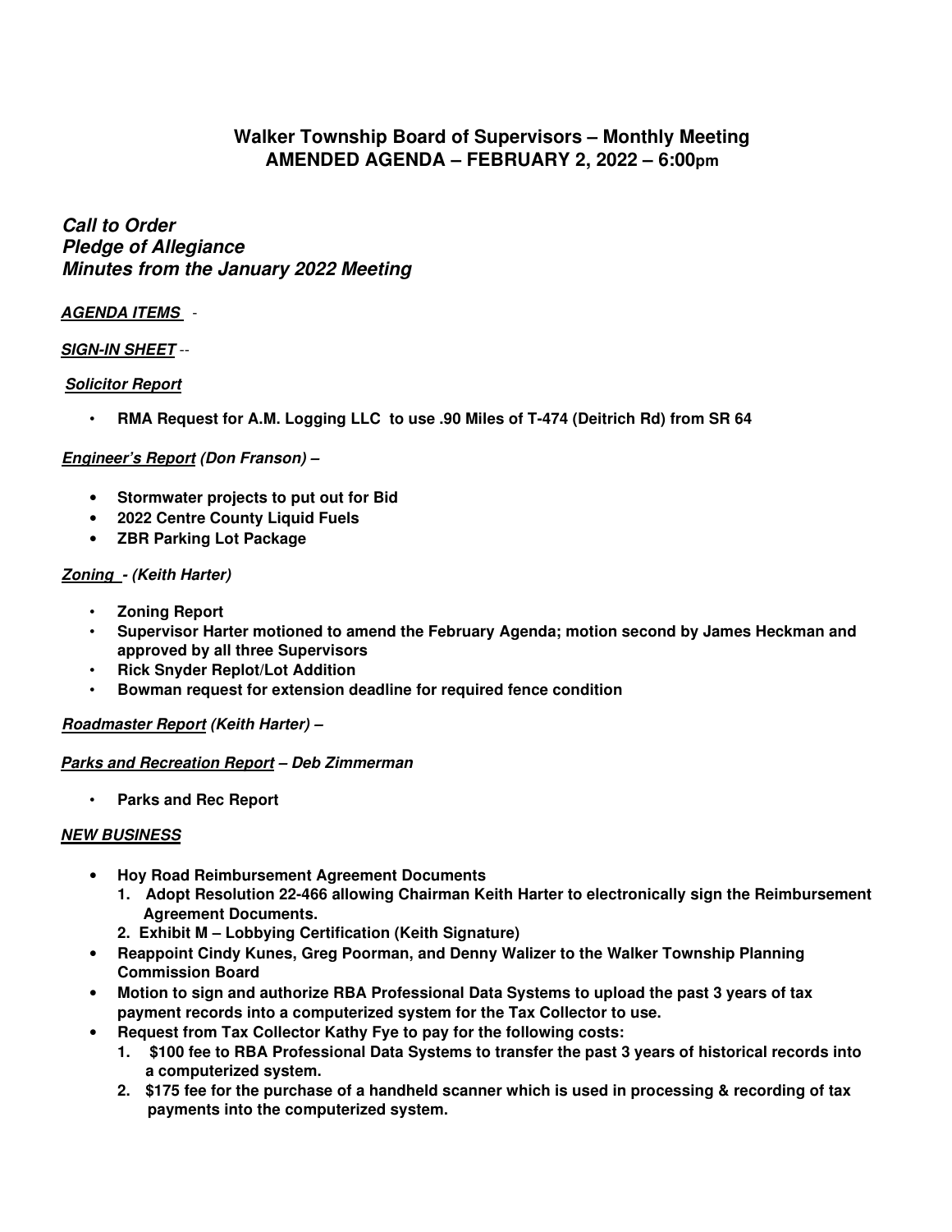# Walker Township Board of Supervisors – Monthly Meeting
## AMENDED AGENDA – FEBRUARY 2, 2022 – 6:00pm

***Call to Order***
***Pledge of Allegiance***
***Minutes from the January 2022 Meeting***

***AGENDA ITEMS*** -

***SIGN-IN SHEET*** --

***Solicitor Report***

- **RMA Request for A.M. Logging LLC to use .90 Miles of T-474 (Deitrich Rd) from SR 64**

***Engineer's Report (Don Franson) –***

- **Stormwater projects to put out for Bid**
- **2022 Centre County Liquid Fuels**
- **ZBR Parking Lot Package**

***Zoning - (Keith Harter)***

- **Zoning Report**
- **Supervisor Harter motioned to amend the February Agenda; motion second by James Heckman and approved by all three Supervisors**
- **Rick Snyder Replot/Lot Addition**
- **Bowman request for extension deadline for required fence condition**

***Roadmaster Report (Keith Harter) –***

***Parks and Recreation Report – Deb Zimmerman***

- **Parks and Rec Report**

***NEW BUSINESS***

- **Hoy Road Reimbursement Agreement Documents**
  1. **Adopt Resolution 22-466 allowing Chairman Keith Harter to electronically sign the Reimbursement Agreement Documents.**
  2. **Exhibit M – Lobbying Certification (Keith Signature)**
- **Reappoint Cindy Kunes, Greg Poorman, and Denny Walizer to the Walker Township Planning Commission Board**
- **Motion to sign and authorize RBA Professional Data Systems to upload the past 3 years of tax payment records into a computerized system for the Tax Collector to use.**
- **Request from Tax Collector Kathy Fye to pay for the following costs:**
  1. **$100 fee to RBA Professional Data Systems to transfer the past 3 years of historical records into a computerized system.**
  2. **$175 fee for the purchase of a handheld scanner which is used in processing & recording of tax payments into the computerized system.**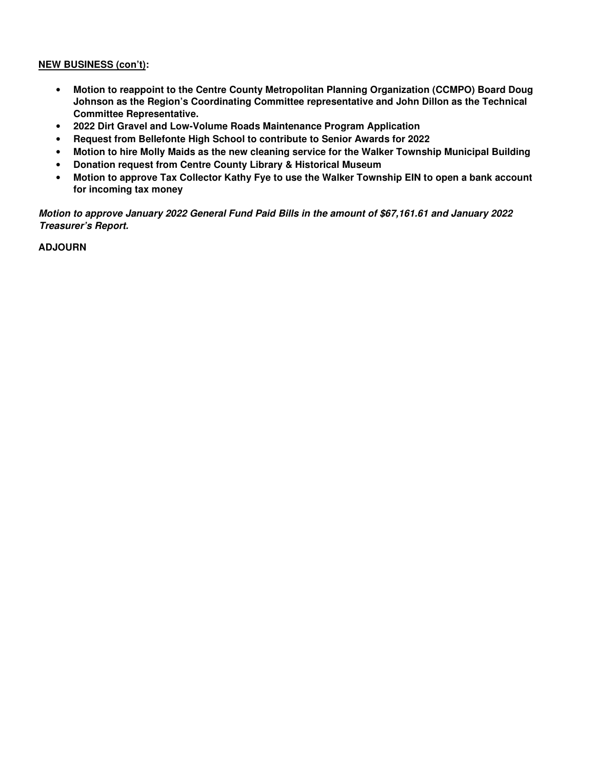**NEW BUSINESS (con't):**

- **Motion to reappoint to the Centre County Metropolitan Planning Organization (CCMPO) Board Doug Johnson as the Region's Coordinating Committee representative and John Dillon as the Technical Committee Representative.**
- **2022 Dirt Gravel and Low-Volume Roads Maintenance Program Application**
- **Request from Bellefonte High School to contribute to Senior Awards for 2022**
- **Motion to hire Molly Maids as the new cleaning service for the Walker Township Municipal Building**
- **Donation request from Centre County Library & Historical Museum**
- **Motion to approve Tax Collector Kathy Fye to use the Walker Township EIN to open a bank account for incoming tax money**

***Motion to approve January 2022 General Fund Paid Bills in the amount of $67,161.61 and January 2022 Treasurer's Report.***

**ADJOURN**